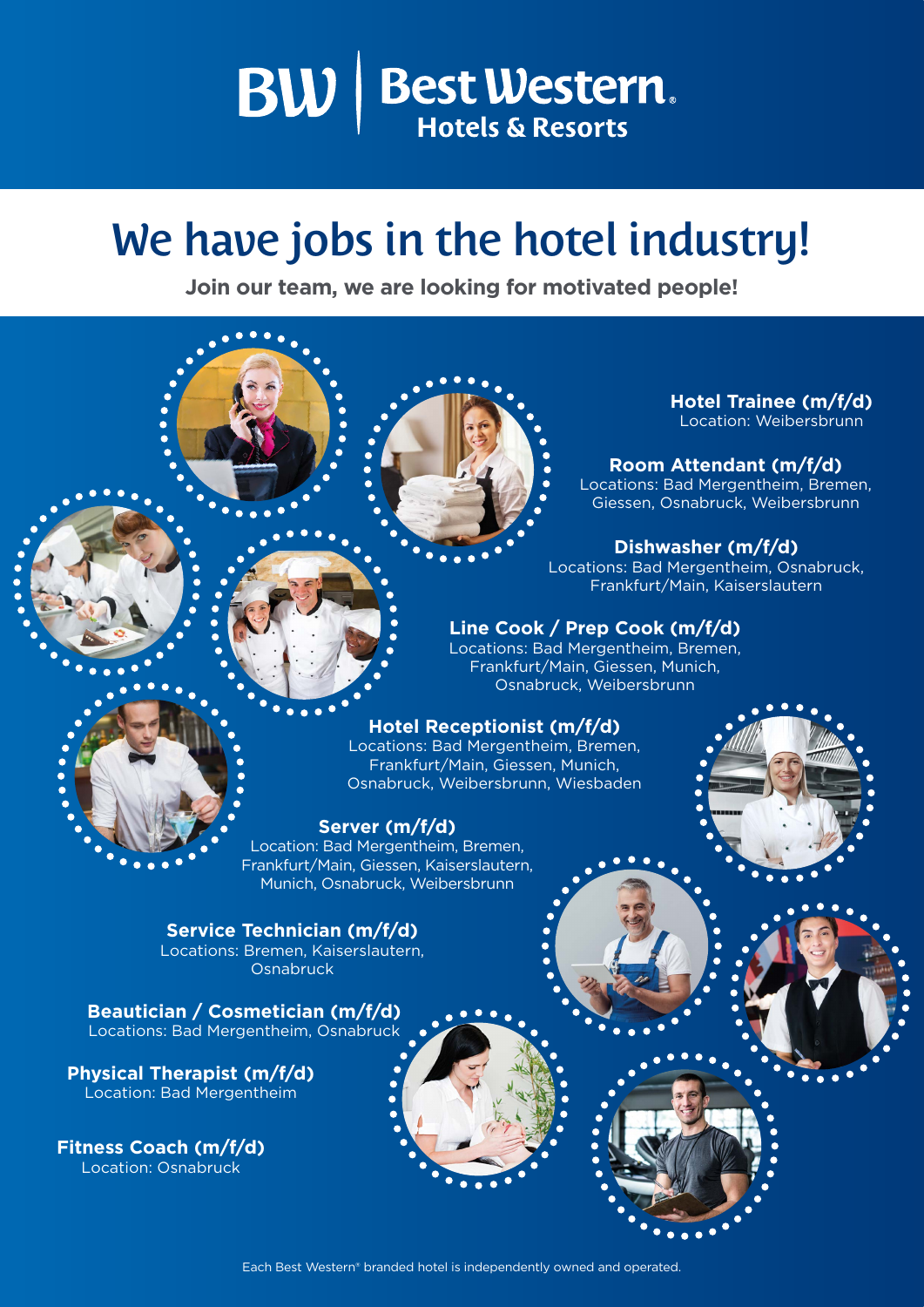# BW | Best Western® Hotels & Resorts

## We have jobs in the hotel industry!

**Join our team, we are looking for motivated people!**

**Hotel Trainee (m/f/d)**
Location: Weibersbrunn

**Room Attendant (m/f/d)**
Locations: Bad Mergentheim, Bremen, Giessen, Osnabruck, Weibersbrunn

**Dishwasher (m/f/d)**
Locations: Bad Mergentheim, Osnabruck, Frankfurt/Main, Kaiserslautern

**Line Cook / Prep Cook (m/f/d)**
Locations: Bad Mergentheim, Bremen, Frankfurt/Main, Giessen, Munich, Osnabruck, Weibersbrunn

**Hotel Receptionist (m/f/d)**
Locations: Bad Mergentheim, Bremen, Frankfurt/Main, Giessen, Munich, Osnabruck, Weibersbrunn, Wiesbaden

**Server (m/f/d)**
Location: Bad Mergentheim, Bremen, Frankfurt/Main, Giessen, Kaiserslautern, Munich, Osnabruck, Weibersbrunn

**Service Technician (m/f/d)**
Locations: Bremen, Kaiserslautern, Osnabruck

**Beautician / Cosmetician (m/f/d)**
Locations: Bad Mergentheim, Osnabruck

**Physical Therapist (m/f/d)**
Location: Bad Mergentheim

**Fitness Coach (m/f/d)**
Location: Osnabruck

Each Best Western® branded hotel is independently owned and operated.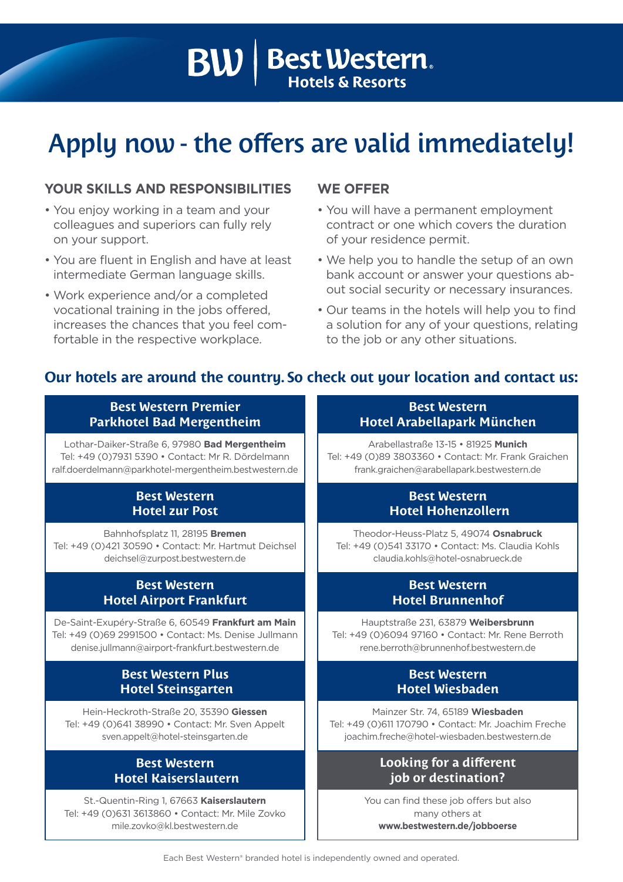Best Western Hotels & Resorts

# Apply now - the offers are valid immediately!

## YOUR SKILLS AND RESPONSIBILITIES

- You enjoy working in a team and your colleagues and superiors can fully rely on your support.
- You are fluent in English and have at least intermediate German language skills.
- Work experience and/or a completed vocational training in the jobs offered, increases the chances that you feel comfortable in the respective workplace.

## WE OFFER

- You will have a permanent employment contract or one which covers the duration of your residence permit.
- We help you to handle the setup of an own bank account or answer your questions about social security or necessary insurances.
- Our teams in the hotels will help you to find a solution for any of your questions, relating to the job or any other situations.

## Our hotels are around the country. So check out your location and contact us:

### Best Western Premier Parkhotel Bad Mergentheim

Lothar-Daiker-Straße 6, 97980 **Bad Mergentheim**
Tel: +49 (0)7931 5390 • Contact: Mr R. Dördelmann
ralf.doerdelmann@parkhotel-mergentheim.bestwestern.de

### Best Western Hotel zur Post

Bahnhofsplatz 11, 28195 **Bremen**
Tel: +49 (0)421 30590 • Contact: Mr. Hartmut Deichsel
deichsel@zurpost.bestwestern.de

### Best Western Hotel Airport Frankfurt

De-Saint-Exupéry-Straße 6, 60549 **Frankfurt am Main**
Tel: +49 (0)69 2991500 • Contact: Ms. Denise Jullmann
denise.jullmann@airport-frankfurt.bestwestern.de

### Best Western Plus Hotel Steinsgarten

Hein-Heckroth-Straße 20, 35390 **Giessen**
Tel: +49 (0)641 38990 • Contact: Mr. Sven Appelt
sven.appelt@hotel-steinsgarten.de

### Best Western Hotel Kaiserslautern

St.-Quentin-Ring 1, 67663 **Kaiserslautern**
Tel: +49 (0)631 3613860 • Contact: Mr. Mile Zovko
mile.zovko@kl.bestwestern.de

### Best Western Hotel Arabellapark München

Arabellastraße 13-15 • 81925 **Munich**
Tel: +49 (0)89 3803360 • Contact: Mr. Frank Graichen
frank.graichen@arabellapark.bestwestern.de

### Best Western Hotel Hohenzollern

Theodor-Heuss-Platz 5, 49074 **Osnabruck**
Tel: +49 (0)541 33170 • Contact: Ms. Claudia Kohls
claudia.kohls@hotel-osnabrueck.de

### Best Western Hotel Brunnenhof

Hauptstraße 231, 63879 **Weibersbrunn**
Tel: +49 (0)6094 97160 • Contact: Mr. Rene Berroth
rene.berroth@brunnenhof.bestwestern.de

### Best Western Hotel Wiesbaden

Mainzer Str. 74, 65189 **Wiesbaden**
Tel: +49 (0)611 170790 • Contact: Mr. Joachim Freche
joachim.freche@hotel-wiesbaden.bestwestern.de

### Looking for a different job or destination?

You can find these job offers but also many others at
**www.bestwestern.de/jobboerse**

Each Best Western® branded hotel is independently owned and operated.